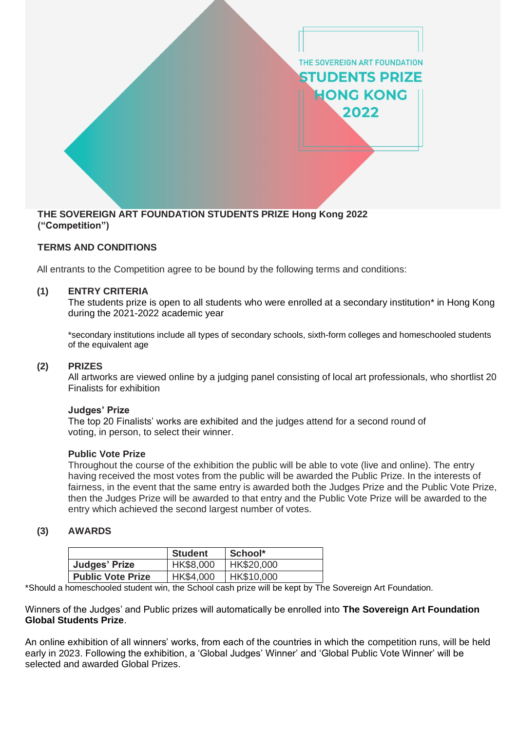THE SOVEREIGN ART FOUNDATION
STUDENTS PRIZE
HONG KONG
2022

**THE SOVEREIGN ART FOUNDATION STUDENTS PRIZE Hong Kong 2022 ("Competition")**

**TERMS AND CONDITIONS**

All entrants to the Competition agree to be bound by the following terms and conditions:

**(1) ENTRY CRITERIA**

The students prize is open to all students who were enrolled at a secondary institution* in Hong Kong during the 2021-2022 academic year

*secondary institutions include all types of secondary schools, sixth-form colleges and homeschooled students of the equivalent age

**(2) PRIZES**

All artworks are viewed online by a judging panel consisting of local art professionals, who shortlist 20 Finalists for exhibition

**Judges' Prize**

The top 20 Finalists' works are exhibited and the judges attend for a second round of voting, in person, to select their winner.

**Public Vote Prize**

Throughout the course of the exhibition the public will be able to vote (live and online). The entry having received the most votes from the public will be awarded the Public Prize. In the interests of fairness, in the event that the same entry is awarded both the Judges Prize and the Public Vote Prize, then the Judges Prize will be awarded to that entry and the Public Vote Prize will be awarded to the entry which achieved the second largest number of votes.

**(3) AWARDS**

| | **Student** | **School*** |
|---|---|---|
| **Judges' Prize** | HK$8,000 | HK$20,000 |
| **Public Vote Prize** | HK$4,000 | HK$10,000 |

*Should a homeschooled student win, the School cash prize will be kept by The Sovereign Art Foundation.

Winners of the Judges' and Public prizes will automatically be enrolled into **The Sovereign Art Foundation Global Students Prize**.

An online exhibition of all winners' works, from each of the countries in which the competition runs, will be held early in 2023. Following the exhibition, a 'Global Judges' Winner' and 'Global Public Vote Winner' will be selected and awarded Global Prizes.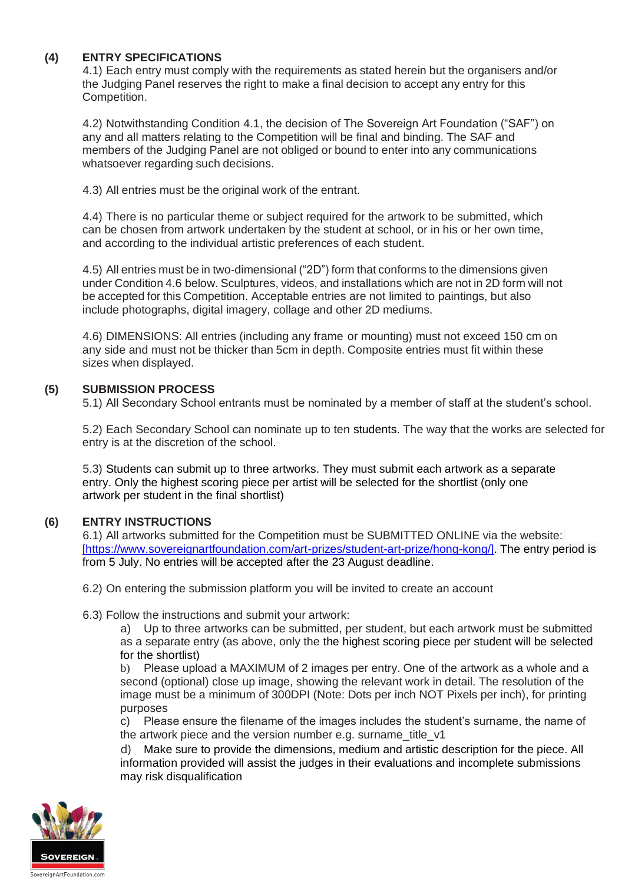## (4) ENTRY SPECIFICATIONS

4.1) Each entry must comply with the requirements as stated herein but the organisers and/or the Judging Panel reserves the right to make a final decision to accept any entry for this Competition.

4.2) Notwithstanding Condition 4.1, the decision of The Sovereign Art Foundation ("SAF") on any and all matters relating to the Competition will be final and binding. The SAF and members of the Judging Panel are not obliged or bound to enter into any communications whatsoever regarding such decisions.

4.3) All entries must be the original work of the entrant.

4.4) There is no particular theme or subject required for the artwork to be submitted, which can be chosen from artwork undertaken by the student at school, or in his or her own time, and according to the individual artistic preferences of each student.

4.5) All entries must be in two-dimensional ("2D") form that conforms to the dimensions given under Condition 4.6 below. Sculptures, videos, and installations which are not in 2D form will not be accepted for this Competition. Acceptable entries are not limited to paintings, but also include photographs, digital imagery, collage and other 2D mediums.

4.6) DIMENSIONS: All entries (including any frame or mounting) must not exceed 150 cm on any side and must not be thicker than 5cm in depth. Composite entries must fit within these sizes when displayed.

## (5) SUBMISSION PROCESS

5.1) All Secondary School entrants must be nominated by a member of staff at the student's school.

5.2) Each Secondary School can nominate up to ten students. The way that the works are selected for entry is at the discretion of the school.

5.3) Students can submit up to three artworks. They must submit each artwork as a separate entry. Only the highest scoring piece per artist will be selected for the shortlist (only one artwork per student in the final shortlist)

## (6) ENTRY INSTRUCTIONS

6.1) All artworks submitted for the Competition must be SUBMITTED ONLINE via the website: [https://www.sovereignartfoundation.com/art-prizes/student-art-prize/hong-kong/]. The entry period is from 5 July. No entries will be accepted after the 23 August deadline.

6.2) On entering the submission platform you will be invited to create an account

6.3) Follow the instructions and submit your artwork:

a) Up to three artworks can be submitted, per student, but each artwork must be submitted as a separate entry (as above, only the the highest scoring piece per student will be selected for the shortlist)

b) Please upload a MAXIMUM of 2 images per entry. One of the artwork as a whole and a second (optional) close up image, showing the relevant work in detail. The resolution of the image must be a minimum of 300DPI (Note: Dots per inch NOT Pixels per inch), for printing purposes

c) Please ensure the filename of the images includes the student's surname, the name of the artwork piece and the version number e.g. surname_title_v1

d) Make sure to provide the dimensions, medium and artistic description for the piece. All information provided will assist the judges in their evaluations and incomplete submissions may risk disqualification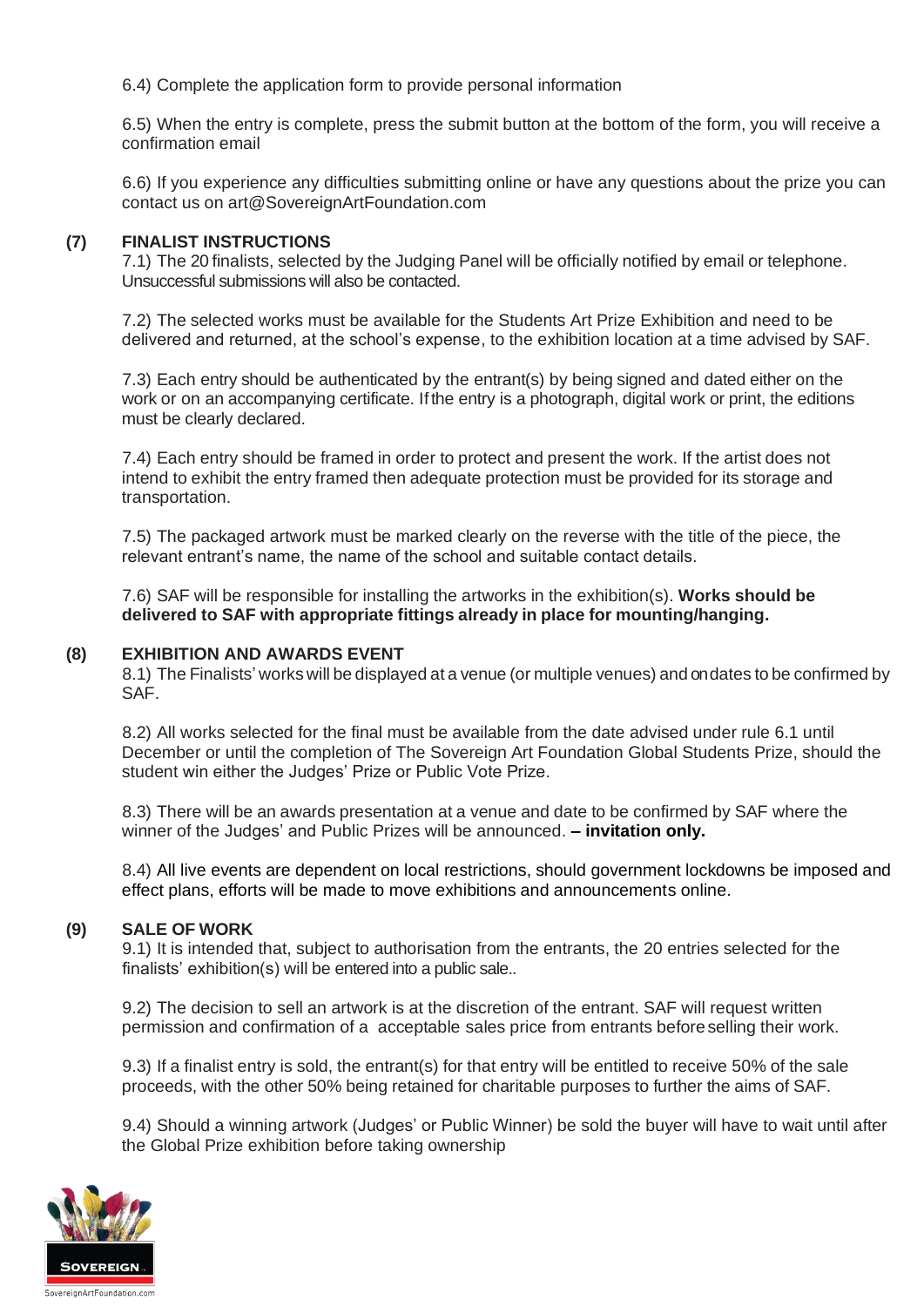6.4) Complete the application form to provide personal information

6.5) When the entry is complete, press the submit button at the bottom of the form, you will receive a confirmation email

6.6) If you experience any difficulties submitting online or have any questions about the prize you can contact us on art@SovereignArtFoundation.com

## (7) FINALIST INSTRUCTIONS

7.1) The 20 finalists, selected by the Judging Panel will be officially notified by email or telephone. Unsuccessful submissions will also be contacted.

7.2) The selected works must be available for the Students Art Prize Exhibition and need to be delivered and returned, at the school's expense, to the exhibition location at a time advised by SAF.

7.3) Each entry should be authenticated by the entrant(s) by being signed and dated either on the work or on an accompanying certificate. If the entry is a photograph, digital work or print, the editions must be clearly declared.

7.4) Each entry should be framed in order to protect and present the work. If the artist does not intend to exhibit the entry framed then adequate protection must be provided for its storage and transportation.

7.5) The packaged artwork must be marked clearly on the reverse with the title of the piece, the relevant entrant's name, the name of the school and suitable contact details.

7.6) SAF will be responsible for installing the artworks in the exhibition(s). **Works should be delivered to SAF with appropriate fittings already in place for mounting/hanging.**

## (8) EXHIBITION AND AWARDS EVENT

8.1) The Finalists' works will be displayed at a venue (or multiple venues) and on dates to be confirmed by SAF.

8.2) All works selected for the final must be available from the date advised under rule 6.1 until December or until the completion of The Sovereign Art Foundation Global Students Prize, should the student win either the Judges' Prize or Public Vote Prize.

8.3) There will be an awards presentation at a venue and date to be confirmed by SAF where the winner of the Judges' and Public Prizes will be announced. **– invitation only.**

8.4) All live events are dependent on local restrictions, should government lockdowns be imposed and effect plans, efforts will be made to move exhibitions and announcements online.

## (9) SALE OF WORK

9.1) It is intended that, subject to authorisation from the entrants, the 20 entries selected for the finalists' exhibition(s) will be entered into a public sale..

9.2) The decision to sell an artwork is at the discretion of the entrant. SAF will request written permission and confirmation of a acceptable sales price from entrants before selling their work.

9.3) If a finalist entry is sold, the entrant(s) for that entry will be entitled to receive 50% of the sale proceeds, with the other 50% being retained for charitable purposes to further the aims of SAF.

9.4) Should a winning artwork (Judges' or Public Winner) be sold the buyer will have to wait until after the Global Prize exhibition before taking ownership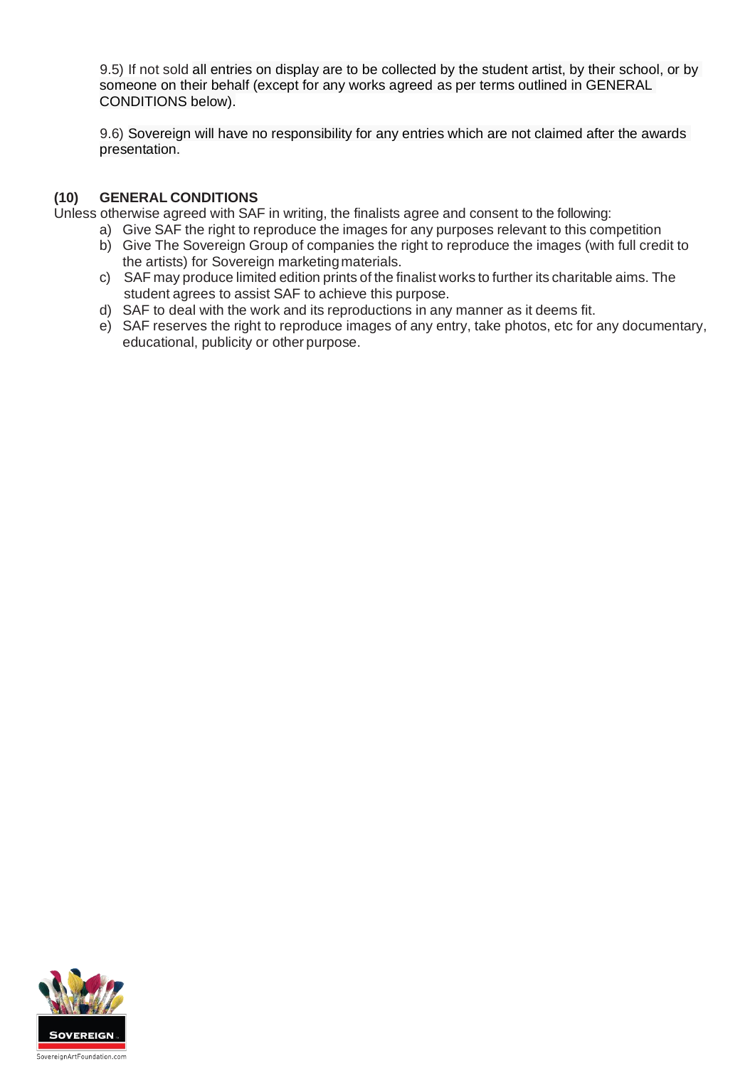9.5) If not sold all entries on display are to be collected by the student artist, by their school, or by someone on their behalf (except for any works agreed as per terms outlined in GENERAL CONDITIONS below).

9.6) Sovereign will have no responsibility for any entries which are not claimed after the awards presentation.

### (10) GENERAL CONDITIONS

Unless otherwise agreed with SAF in writing, the finalists agree and consent to the following:

a) Give SAF the right to reproduce the images for any purposes relevant to this competition
b) Give The Sovereign Group of companies the right to reproduce the images (with full credit to the artists) for Sovereign marketing materials.
c) SAF may produce limited edition prints of the finalist works to further its charitable aims. The student agrees to assist SAF to achieve this purpose.
d) SAF to deal with the work and its reproductions in any manner as it deems fit.
e) SAF reserves the right to reproduce images of any entry, take photos, etc for any documentary, educational, publicity or other purpose.